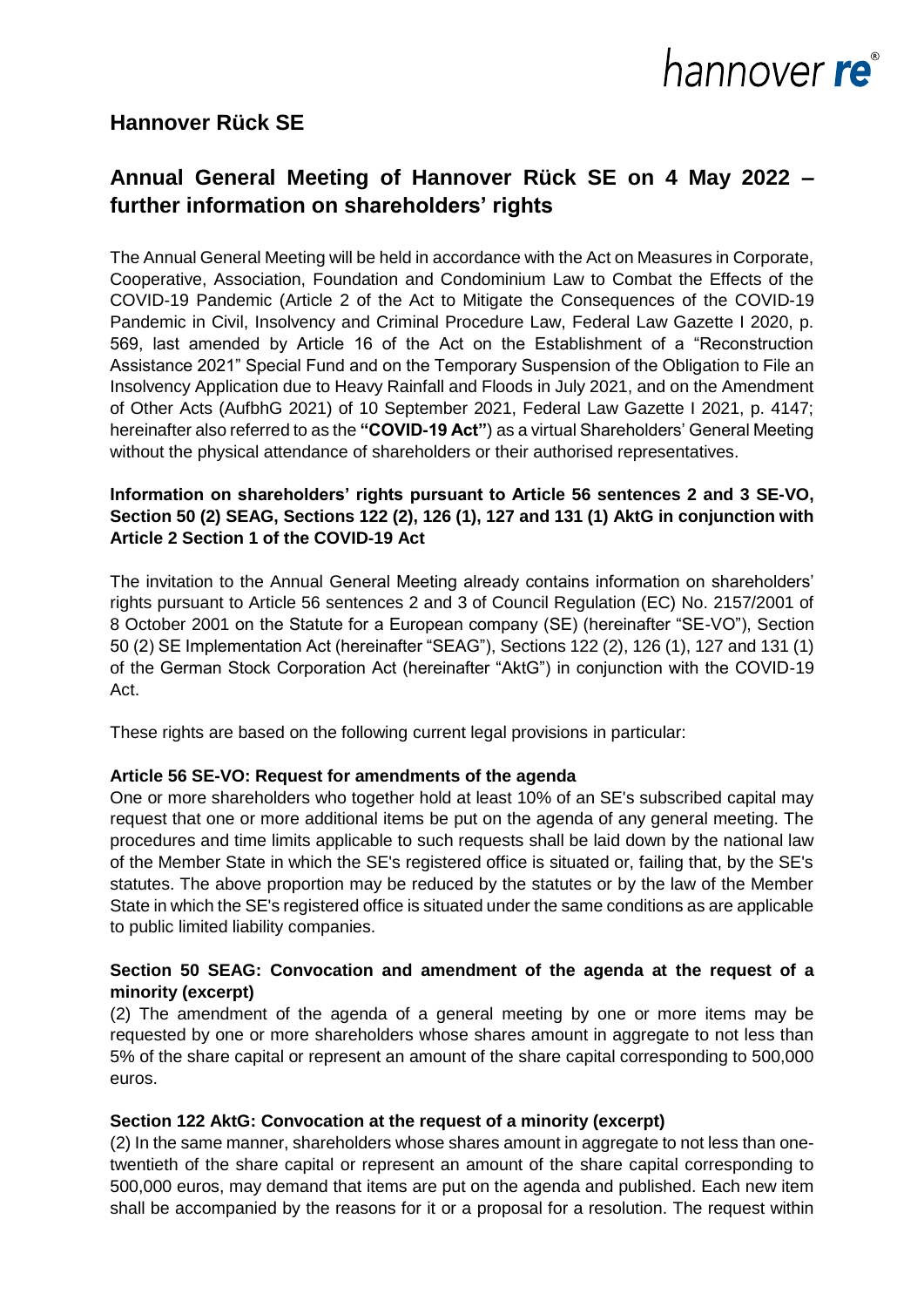# Hannover Rück SE

## Annual General Meeting of Hannover Rück SE on 4 May 2022 – further information on shareholders' rights

The Annual General Meeting will be held in accordance with the Act on Measures in Corporate, Cooperative, Association, Foundation and Condominium Law to Combat the Effects of the COVID-19 Pandemic (Article 2 of the Act to Mitigate the Consequences of the COVID-19 Pandemic in Civil, Insolvency and Criminal Procedure Law, Federal Law Gazette I 2020, p. 569, last amended by Article 16 of the Act on the Establishment of a "Reconstruction Assistance 2021" Special Fund and on the Temporary Suspension of the Obligation to File an Insolvency Application due to Heavy Rainfall and Floods in July 2021, and on the Amendment of Other Acts (AufbhG 2021) of 10 September 2021, Federal Law Gazette I 2021, p. 4147; hereinafter also referred to as the **"COVID-19 Act"**) as a virtual Shareholders' General Meeting without the physical attendance of shareholders or their authorised representatives.

**Information on shareholders' rights pursuant to Article 56 sentences 2 and 3 SE-VO, Section 50 (2) SEAG, Sections 122 (2), 126 (1), 127 and 131 (1) AktG in conjunction with Article 2 Section 1 of the COVID-19 Act**

The invitation to the Annual General Meeting already contains information on shareholders' rights pursuant to Article 56 sentences 2 and 3 of Council Regulation (EC) No. 2157/2001 of 8 October 2001 on the Statute for a European company (SE) (hereinafter "SE-VO"), Section 50 (2) SE Implementation Act (hereinafter "SEAG"), Sections 122 (2), 126 (1), 127 and 131 (1) of the German Stock Corporation Act (hereinafter "AktG") in conjunction with the COVID-19 Act.

These rights are based on the following current legal provisions in particular:

**Article 56 SE-VO: Request for amendments of the agenda**

One or more shareholders who together hold at least 10% of an SE's subscribed capital may request that one or more additional items be put on the agenda of any general meeting. The procedures and time limits applicable to such requests shall be laid down by the national law of the Member State in which the SE's registered office is situated or, failing that, by the SE's statutes. The above proportion may be reduced by the statutes or by the law of the Member State in which the SE's registered office is situated under the same conditions as are applicable to public limited liability companies.

**Section 50 SEAG: Convocation and amendment of the agenda at the request of a minority (excerpt)**

(2) The amendment of the agenda of a general meeting by one or more items may be requested by one or more shareholders whose shares amount in aggregate to not less than 5% of the share capital or represent an amount of the share capital corresponding to 500,000 euros.

**Section 122 AktG: Convocation at the request of a minority (excerpt)**

(2) In the same manner, shareholders whose shares amount in aggregate to not less than one-twentieth of the share capital or represent an amount of the share capital corresponding to 500,000 euros, may demand that items are put on the agenda and published. Each new item shall be accompanied by the reasons for it or a proposal for a resolution. The request within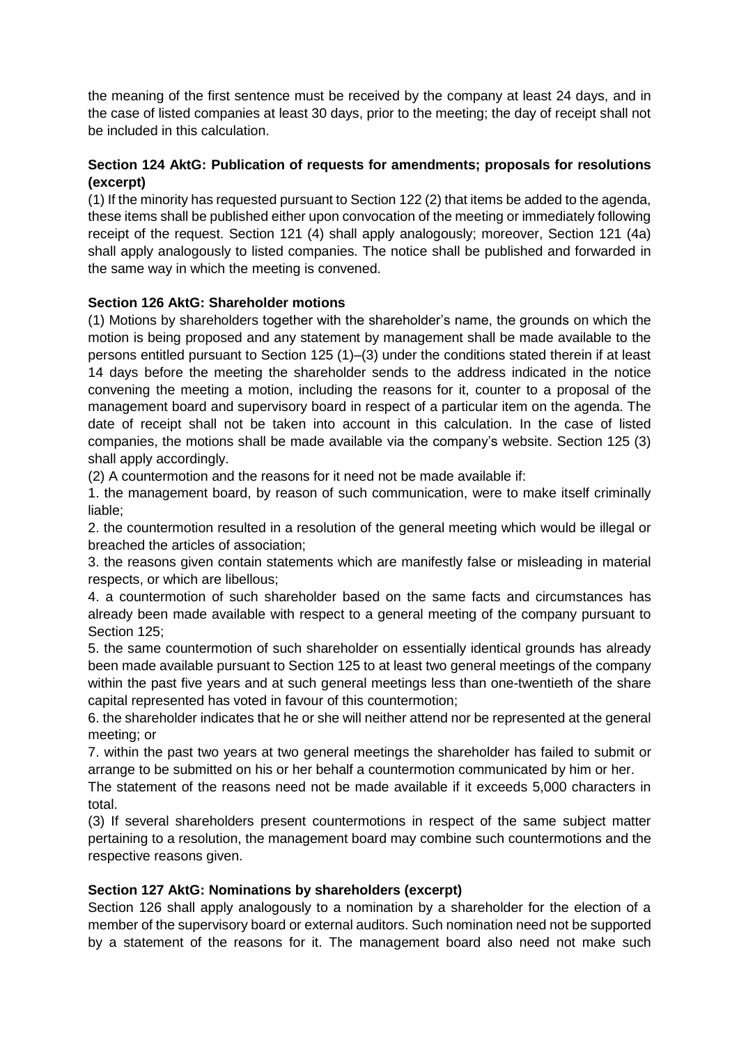the meaning of the first sentence must be received by the company at least 24 days, and in the case of listed companies at least 30 days, prior to the meeting; the day of receipt shall not be included in this calculation.

### Section 124 AktG: Publication of requests for amendments; proposals for resolutions (excerpt)

(1) If the minority has requested pursuant to Section 122 (2) that items be added to the agenda, these items shall be published either upon convocation of the meeting or immediately following receipt of the request. Section 121 (4) shall apply analogously; moreover, Section 121 (4a) shall apply analogously to listed companies. The notice shall be published and forwarded in the same way in which the meeting is convened.

### Section 126 AktG: Shareholder motions

(1) Motions by shareholders together with the shareholder's name, the grounds on which the motion is being proposed and any statement by management shall be made available to the persons entitled pursuant to Section 125 (1)–(3) under the conditions stated therein if at least 14 days before the meeting the shareholder sends to the address indicated in the notice convening the meeting a motion, including the reasons for it, counter to a proposal of the management board and supervisory board in respect of a particular item on the agenda. The date of receipt shall not be taken into account in this calculation. In the case of listed companies, the motions shall be made available via the company's website. Section 125 (3) shall apply accordingly.

(2) A countermotion and the reasons for it need not be made available if:

1. the management board, by reason of such communication, were to make itself criminally liable;
2. the countermotion resulted in a resolution of the general meeting which would be illegal or breached the articles of association;
3. the reasons given contain statements which are manifestly false or misleading in material respects, or which are libellous;
4. a countermotion of such shareholder based on the same facts and circumstances has already been made available with respect to a general meeting of the company pursuant to Section 125;
5. the same countermotion of such shareholder on essentially identical grounds has already been made available pursuant to Section 125 to at least two general meetings of the company within the past five years and at such general meetings less than one-twentieth of the share capital represented has voted in favour of this countermotion;
6. the shareholder indicates that he or she will neither attend nor be represented at the general meeting; or
7. within the past two years at two general meetings the shareholder has failed to submit or arrange to be submitted on his or her behalf a countermotion communicated by him or her.

The statement of the reasons need not be made available if it exceeds 5,000 characters in total.

(3) If several shareholders present countermotions in respect of the same subject matter pertaining to a resolution, the management board may combine such countermotions and the respective reasons given.

### Section 127 AktG: Nominations by shareholders (excerpt)

Section 126 shall apply analogously to a nomination by a shareholder for the election of a member of the supervisory board or external auditors. Such nomination need not be supported by a statement of the reasons for it. The management board also need not make such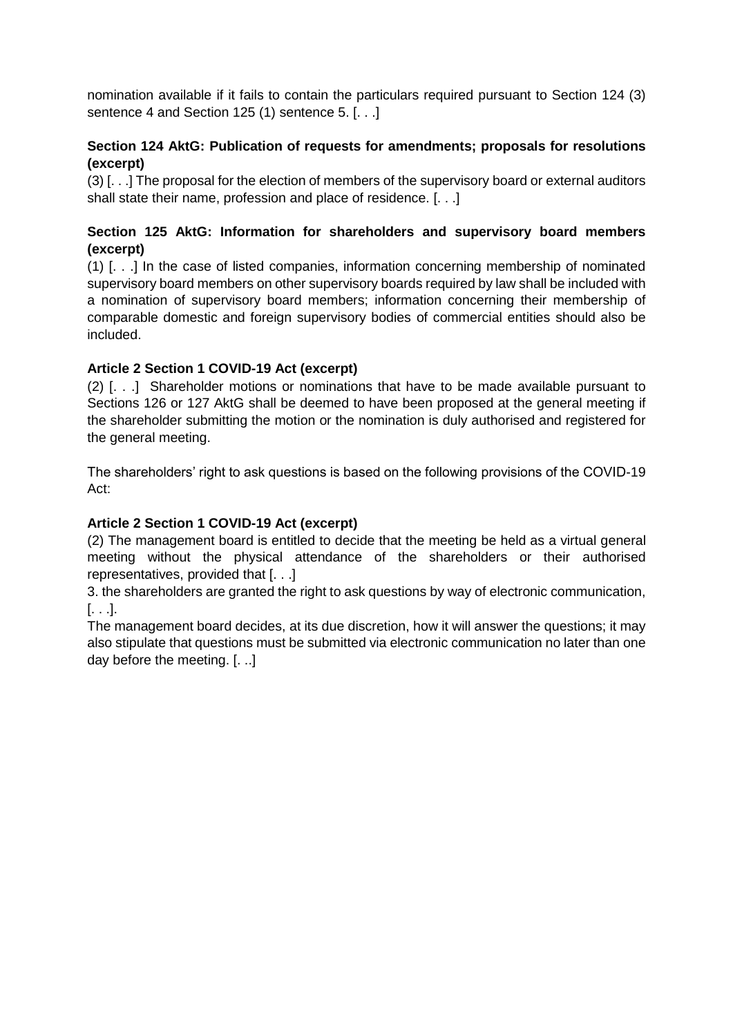nomination available if it fails to contain the particulars required pursuant to Section 124 (3) sentence 4 and Section 125 (1) sentence 5. [. . .]

**Section 124 AktG: Publication of requests for amendments; proposals for resolutions (excerpt)**

(3) [. . .] The proposal for the election of members of the supervisory board or external auditors shall state their name, profession and place of residence. [. . .]

**Section 125 AktG: Information for shareholders and supervisory board members (excerpt)**

(1) [. . .] In the case of listed companies, information concerning membership of nominated supervisory board members on other supervisory boards required by law shall be included with a nomination of supervisory board members; information concerning their membership of comparable domestic and foreign supervisory bodies of commercial entities should also be included.

**Article 2 Section 1 COVID-19 Act (excerpt)**

(2) [. . .] Shareholder motions or nominations that have to be made available pursuant to Sections 126 or 127 AktG shall be deemed to have been proposed at the general meeting if the shareholder submitting the motion or the nomination is duly authorised and registered for the general meeting.

The shareholders' right to ask questions is based on the following provisions of the COVID-19 Act:

**Article 2 Section 1 COVID-19 Act (excerpt)**

(2) The management board is entitled to decide that the meeting be held as a virtual general meeting without the physical attendance of the shareholders or their authorised representatives, provided that [. . .]

3. the shareholders are granted the right to ask questions by way of electronic communication, [. . .].

The management board decides, at its due discretion, how it will answer the questions; it may also stipulate that questions must be submitted via electronic communication no later than one day before the meeting. [. ..]